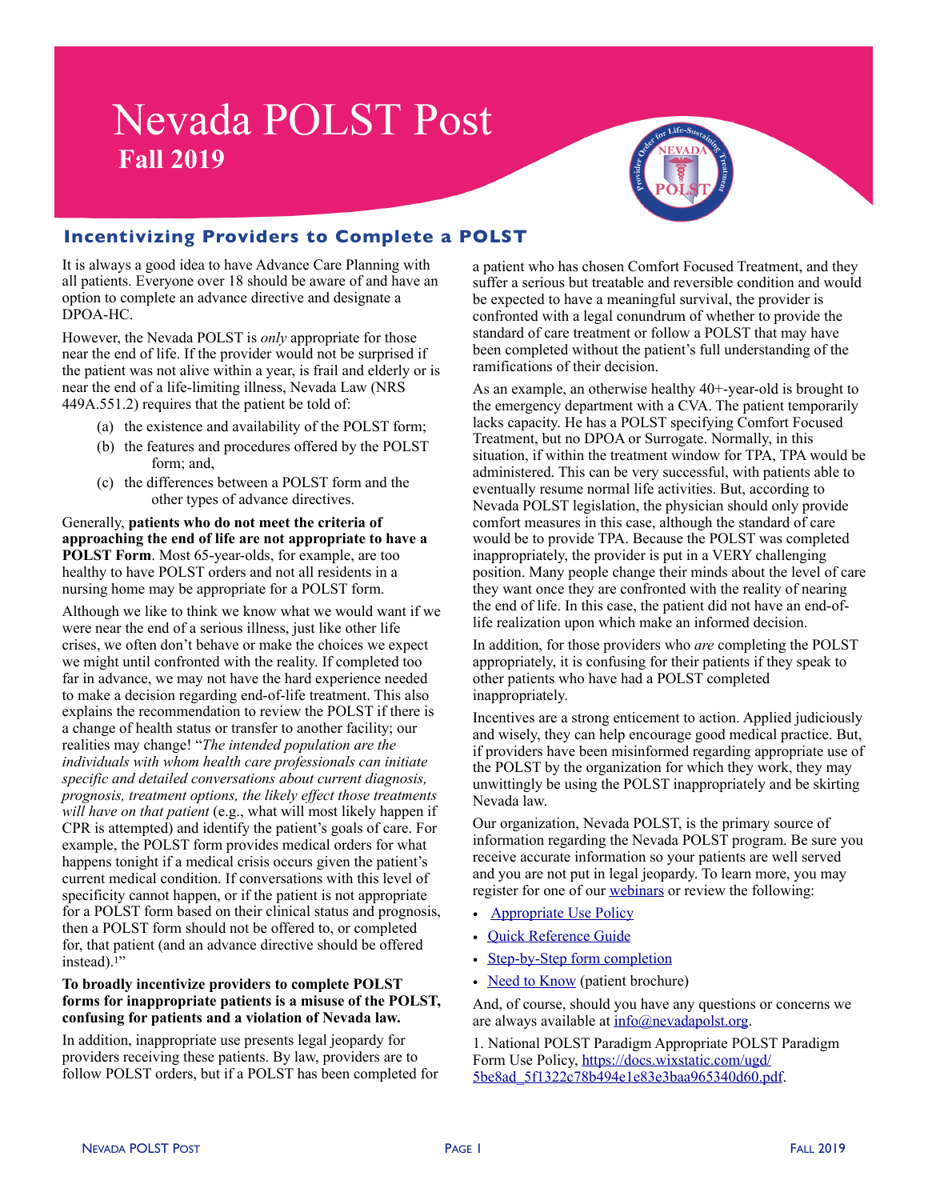# Nevada POLST Post

**Fall 2019**

## Incentivizing Providers to Complete a POLST

It is always a good idea to have Advance Care Planning with all patients. Everyone over 18 should be aware of and have an option to complete an advance directive and designate a DPOA-HC.

However, the Nevada POLST is *only* appropriate for those near the end of life. If the provider would not be surprised if the patient was not alive within a year, is frail and elderly or is near the end of a life-limiting illness, Nevada Law (NRS 449A.551.2) requires that the patient be told of:

- (a) the existence and availability of the POLST form;
- (b) the features and procedures offered by the POLST form; and,
- (c) the differences between a POLST form and the other types of advance directives.

Generally, **patients who do not meet the criteria of approaching the end of life are not appropriate to have a POLST Form**. Most 65-year-olds, for example, are too healthy to have POLST orders and not all residents in a nursing home may be appropriate for a POLST form.

Although we like to think we know what we would want if we were near the end of a serious illness, just like other life crises, we often don't behave or make the choices we expect we might until confronted with the reality. If completed too far in advance, we may not have the hard experience needed to make a decision regarding end-of-life treatment. This also explains the recommendation to review the POLST if there is a change of health status or transfer to another facility; our realities may change! "*The intended population are the individuals with whom health care professionals can initiate specific and detailed conversations about current diagnosis, prognosis, treatment options, the likely effect those treatments will have on that patient* (e.g., what will most likely happen if CPR is attempted) and identify the patient's goals of care. For example, the POLST form provides medical orders for what happens tonight if a medical crisis occurs given the patient's current medical condition. If conversations with this level of specificity cannot happen, or if the patient is not appropriate for a POLST form based on their clinical status and prognosis, then a POLST form should not be offered to, or completed for, that patient (and an advance directive should be offered instead).[1]"

**To broadly incentivize providers to complete POLST forms for inappropriate patients is a misuse of the POLST, confusing for patients and a violation of Nevada law.**

In addition, inappropriate use presents legal jeopardy for providers receiving these patients. By law, providers are to follow POLST orders, but if a POLST has been completed for a patient who has chosen Comfort Focused Treatment, and they suffer a serious but treatable and reversible condition and would be expected to have a meaningful survival, the provider is confronted with a legal conundrum of whether to provide the standard of care treatment or follow a POLST that may have been completed without the patient's full understanding of the ramifications of their decision.

As an example, an otherwise healthy 40+-year-old is brought to the emergency department with a CVA. The patient temporarily lacks capacity. He has a POLST specifying Comfort Focused Treatment, but no DPOA or Surrogate. Normally, in this situation, if within the treatment window for TPA, TPA would be administered. This can be very successful, with patients able to eventually resume normal life activities. But, according to Nevada POLST legislation, the physician should only provide comfort measures in this case, although the standard of care would be to provide TPA. Because the POLST was completed inappropriately, the provider is put in a VERY challenging position. Many people change their minds about the level of care they want once they are confronted with the reality of nearing the end of life. In this case, the patient did not have an end-of-life realization upon which make an informed decision.

In addition, for those providers who *are* completing the POLST appropriately, it is confusing for their patients if they speak to other patients who have had a POLST completed inappropriately.

Incentives are a strong enticement to action. Applied judiciously and wisely, they can help encourage good medical practice. But, if providers have been misinformed regarding appropriate use of the POLST by the organization for which they work, they may unwittingly be using the POLST inappropriately and be skirting Nevada law.

Our organization, Nevada POLST, is the primary source of information regarding the Nevada POLST program. Be sure you receive accurate information so your patients are well served and you are not put in legal jeopardy. To learn more, you may register for one of our webinars or review the following:

- Appropriate Use Policy
- Quick Reference Guide
- Step-by-Step form completion
- Need to Know (patient brochure)

And, of course, should you have any questions or concerns we are always available at info@nevadapolst.org.

1. National POLST Paradigm Appropriate POLST Paradigm Form Use Policy, https://docs.wixstatic.com/ugd/5be8ad_5f1322c78b494e1e83e3baa965340d60.pdf.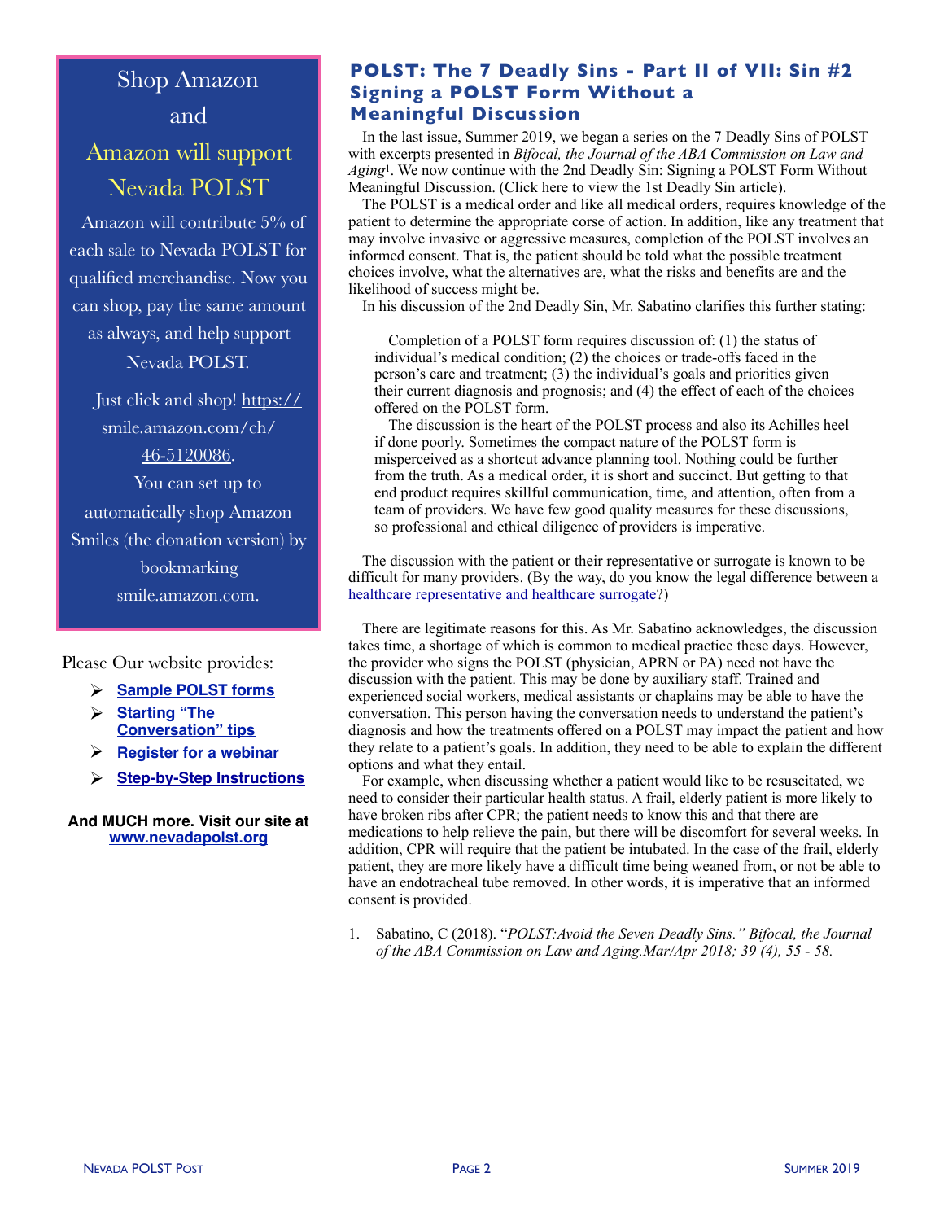## POLST: The 7 Deadly Sins - Part II of VII: Sin #2 Signing a POLST Form Without a Meaningful Discussion

In the last issue, Summer 2019, we began a series on the 7 Deadly Sins of POLST with excerpts presented in *Bifocal, the Journal of the ABA Commission on Law and Aging*[1]. We now continue with the 2nd Deadly Sin: Signing a POLST Form Without Meaningful Discussion. (Click here to view the 1st Deadly Sin article).

The POLST is a medical order and like all medical orders, requires knowledge of the patient to determine the appropriate corse of action. In addition, like any treatment that may involve invasive or aggressive measures, completion of the POLST involves an informed consent. That is, the patient should be told what the possible treatment choices involve, what the alternatives are, what the risks and benefits are and the likelihood of success might be.

In his discussion of the 2nd Deadly Sin, Mr. Sabatino clarifies this further stating:

> Completion of a POLST form requires discussion of: (1) the status of individual's medical condition; (2) the choices or trade-offs faced in the person's care and treatment; (3) the individual's goals and priorities given their current diagnosis and prognosis; and (4) the effect of each of the choices offered on the POLST form.
>
> The discussion is the heart of the POLST process and also its Achilles heel if done poorly. Sometimes the compact nature of the POLST form is misperceived as a shortcut advance planning tool. Nothing could be further from the truth. As a medical order, it is short and succinct. But getting to that end product requires skillful communication, time, and attention, often from a team of providers. We have few good quality measures for these discussions, so professional and ethical diligence of providers is imperative.

The discussion with the patient or their representative or surrogate is known to be difficult for many providers. (By the way, do you know the legal difference between a healthcare representative and healthcare surrogate?)

There are legitimate reasons for this. As Mr. Sabatino acknowledges, the discussion takes time, a shortage of which is common to medical practice these days. However, the provider who signs the POLST (physician, APRN or PA) need not have the discussion with the patient. This may be done by auxiliary staff. Trained and experienced social workers, medical assistants or chaplains may be able to have the conversation. This person having the conversation needs to understand the patient's diagnosis and how the treatments offered on a POLST may impact the patient and how they relate to a patient's goals. In addition, they need to be able to explain the different options and what they entail.

For example, when discussing whether a patient would like to be resuscitated, we need to consider their particular health status. A frail, elderly patient is more likely to have broken ribs after CPR; the patient needs to know this and that there are medications to help relieve the pain, but there will be discomfort for several weeks. In addition, CPR will require that the patient be intubated. In the case of the frail, elderly patient, they are more likely have a difficult time being weaned from, or not be able to have an endotracheal tube removed. In other words, it is imperative that an informed consent is provided.

1. Sabatino, C (2018). "*POLST:Avoid the Seven Deadly Sins." Bifocal, the Journal of the ABA Commission on Law and Aging.Mar/Apr 2018; 39 (4), 55 - 58.*

---

## Shop Amazon and Amazon will support Nevada POLST

Amazon will contribute 5% of each sale to Nevada POLST for qualified merchandise. Now you can shop, pay the same amount as always, and help support Nevada POLST.

Just click and shop! https://smile.amazon.com/ch/46-5120086.

You can set up to automatically shop Amazon Smiles (the donation version) by bookmarking smile.amazon.com.

Please Our website provides:

- **Sample POLST forms**
- **Starting "The Conversation" tips**
- **Register for a webinar**
- **Step-by-Step Instructions**

**And MUCH more. Visit our site at www.nevadapolst.org**